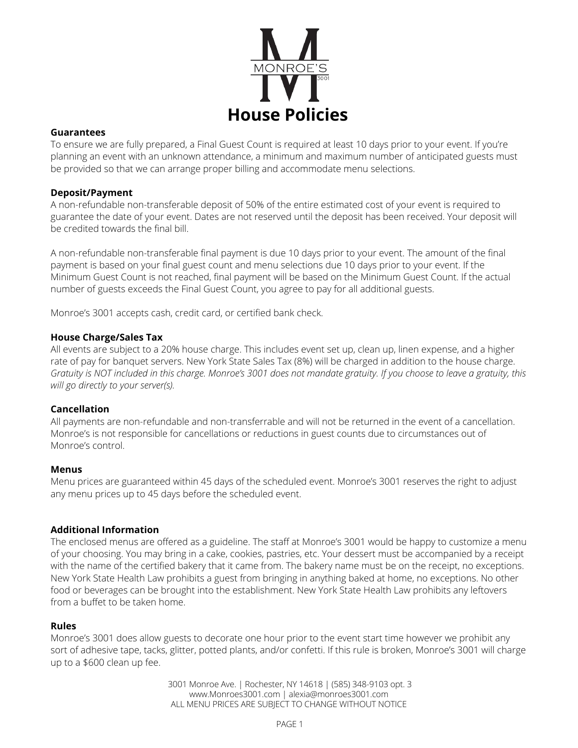# House Policies

**Guarantees**

To ensure we are fully prepared, a Final Guest Count is required at least 10 days prior to your event. If you're planning an event with an unknown attendance, a minimum and maximum number of anticipated guests must be provided so that we can arrange proper billing and accommodate menu selections.

**Deposit/Payment**

A non-refundable non-transferable deposit of 50% of the entire estimated cost of your event is required to guarantee the date of your event. Dates are not reserved until the deposit has been received. Your deposit will be credited towards the final bill.

A non-refundable non-transferable final payment is due 10 days prior to your event. The amount of the final payment is based on your final guest count and menu selections due 10 days prior to your event. If the Minimum Guest Count is not reached, final payment will be based on the Minimum Guest Count. If the actual number of guests exceeds the Final Guest Count, you agree to pay for all additional guests.

Monroe's 3001 accepts cash, credit card, or certified bank check.

**House Charge/Sales Tax**

All events are subject to a 20% house charge. This includes event set up, clean up, linen expense, and a higher rate of pay for banquet servers. New York State Sales Tax (8%) will be charged in addition to the house charge. *Gratuity is NOT included in this charge. Monroe's 3001 does not mandate gratuity. If you choose to leave a gratuity, this will go directly to your server(s).*

**Cancellation**

All payments are non-refundable and non-transferrable and will not be returned in the event of a cancellation. Monroe's is not responsible for cancellations or reductions in guest counts due to circumstances out of Monroe's control.

**Menus**

Menu prices are guaranteed within 45 days of the scheduled event. Monroe's 3001 reserves the right to adjust any menu prices up to 45 days before the scheduled event.

**Additional Information**

The enclosed menus are offered as a guideline. The staff at Monroe's 3001 would be happy to customize a menu of your choosing. You may bring in a cake, cookies, pastries, etc. Your dessert must be accompanied by a receipt with the name of the certified bakery that it came from. The bakery name must be on the receipt, no exceptions. New York State Health Law prohibits a guest from bringing in anything baked at home, no exceptions. No other food or beverages can be brought into the establishment. New York State Health Law prohibits any leftovers from a buffet to be taken home.

**Rules**

Monroe's 3001 does allow guests to decorate one hour prior to the event start time however we prohibit any sort of adhesive tape, tacks, glitter, potted plants, and/or confetti. If this rule is broken, Monroe's 3001 will charge up to a $600 clean up fee.

3001 Monroe Ave. | Rochester, NY 14618 | (585) 348-9103 opt. 3
www.Monroes3001.com | alexia@monroes3001.com
ALL MENU PRICES ARE SUBJECT TO CHANGE WITHOUT NOTICE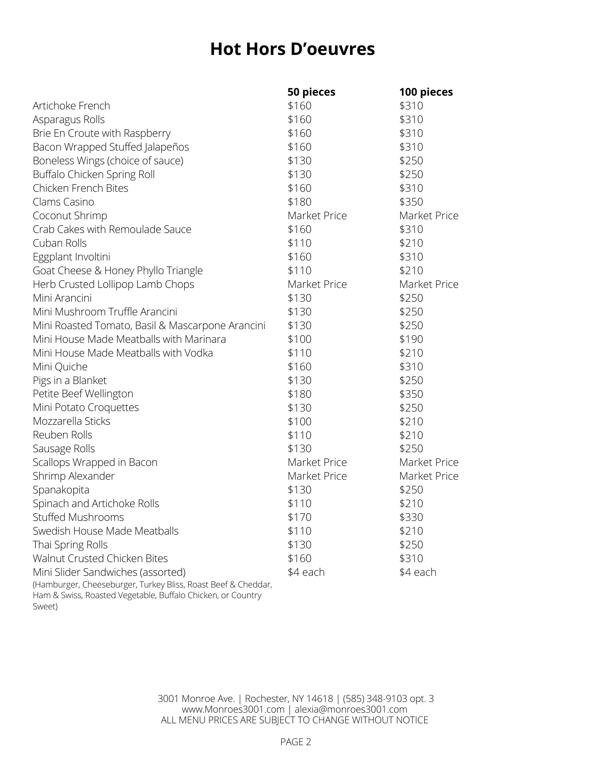# Hot Hors D'oeuvres

| | 50 pieces | 100 pieces |
|---|---|---|
| Artichoke French | $160 | $310 |
| Asparagus Rolls | $160 | $310 |
| Brie En Croute with Raspberry | $160 | $310 |
| Bacon Wrapped Stuffed Jalapeños | $160 | $310 |
| Boneless Wings (choice of sauce) | $130 | $250 |
| Buffalo Chicken Spring Roll | $130 | $250 |
| Chicken French Bites | $160 | $310 |
| Clams Casino | $180 | $350 |
| Coconut Shrimp | Market Price | Market Price |
| Crab Cakes with Remoulade Sauce | $160 | $310 |
| Cuban Rolls | $110 | $210 |
| Eggplant Involtini | $160 | $310 |
| Goat Cheese & Honey Phyllo Triangle | $110 | $210 |
| Herb Crusted Lollipop Lamb Chops | Market Price | Market Price |
| Mini Arancini | $130 | $250 |
| Mini Mushroom Truffle Arancini | $130 | $250 |
| Mini Roasted Tomato, Basil & Mascarpone Arancini | $130 | $250 |
| Mini House Made Meatballs with Marinara | $100 | $190 |
| Mini House Made Meatballs with Vodka | $110 | $210 |
| Mini Quiche | $160 | $310 |
| Pigs in a Blanket | $130 | $250 |
| Petite Beef Wellington | $180 | $350 |
| Mini Potato Croquettes | $130 | $250 |
| Mozzarella Sticks | $100 | $210 |
| Reuben Rolls | $110 | $210 |
| Sausage Rolls | $130 | $250 |
| Scallops Wrapped in Bacon | Market Price | Market Price |
| Shrimp Alexander | Market Price | Market Price |
| Spanakopita | $130 | $250 |
| Spinach and Artichoke Rolls | $110 | $210 |
| Stuffed Mushrooms | $170 | $330 |
| Swedish House Made Meatballs | $110 | $210 |
| Thai Spring Rolls | $130 | $250 |
| Walnut Crusted Chicken Bites | $160 | $310 |
| Mini Slider Sandwiches (assorted) (Hamburger, Cheeseburger, Turkey Bliss, Roast Beef & Cheddar, Ham & Swiss, Roasted Vegetable, Buffalo Chicken, or Country Sweet) | $4 each | $4 each |

3001 Monroe Ave. | Rochester, NY 14618 | (585) 348-9103 opt. 3
www.Monroes3001.com | alexia@monroes3001.com
ALL MENU PRICES ARE SUBJECT TO CHANGE WITHOUT NOTICE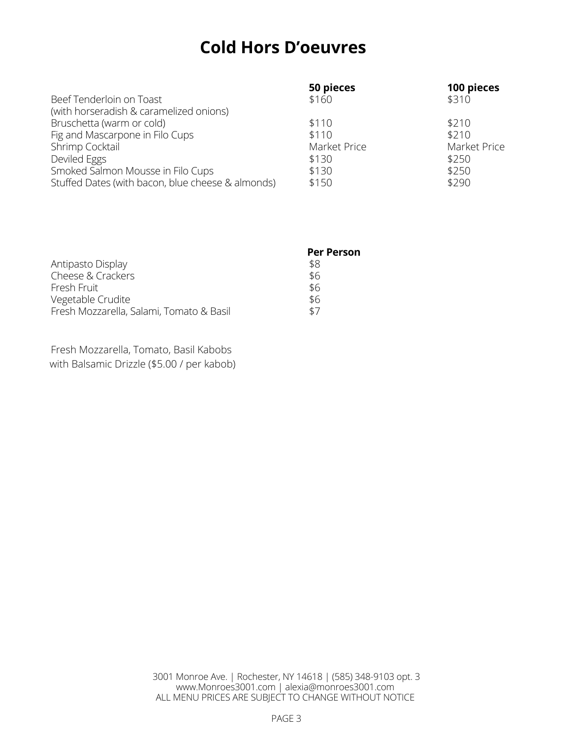# Cold Hors D'oeuvres

| | 50 pieces | 100 pieces |
|---|---|---|
| Beef Tenderloin on Toast (with horseradish & caramelized onions) | $160 | $310 |
| Bruschetta (warm or cold) | $110 | $210 |
| Fig and Mascarpone in Filo Cups | $110 | $210 |
| Shrimp Cocktail | Market Price | Market Price |
| Deviled Eggs | $130 | $250 |
| Smoked Salmon Mousse in Filo Cups | $130 | $250 |
| Stuffed Dates (with bacon, blue cheese & almonds) | $150 | $290 |

| | Per Person |
|---|---|
| Antipasto Display | $8 |
| Cheese & Crackers | $6 |
| Fresh Fruit | $6 |
| Vegetable Crudite | $6 |
| Fresh Mozzarella, Salami, Tomato & Basil | $7 |

Fresh Mozzarella, Tomato, Basil Kabobs
with Balsamic Drizzle ($5.00 / per kabob)

3001 Monroe Ave. | Rochester, NY 14618 | (585) 348-9103 opt. 3
www.Monroes3001.com | alexia@monroes3001.com
ALL MENU PRICES ARE SUBJECT TO CHANGE WITHOUT NOTICE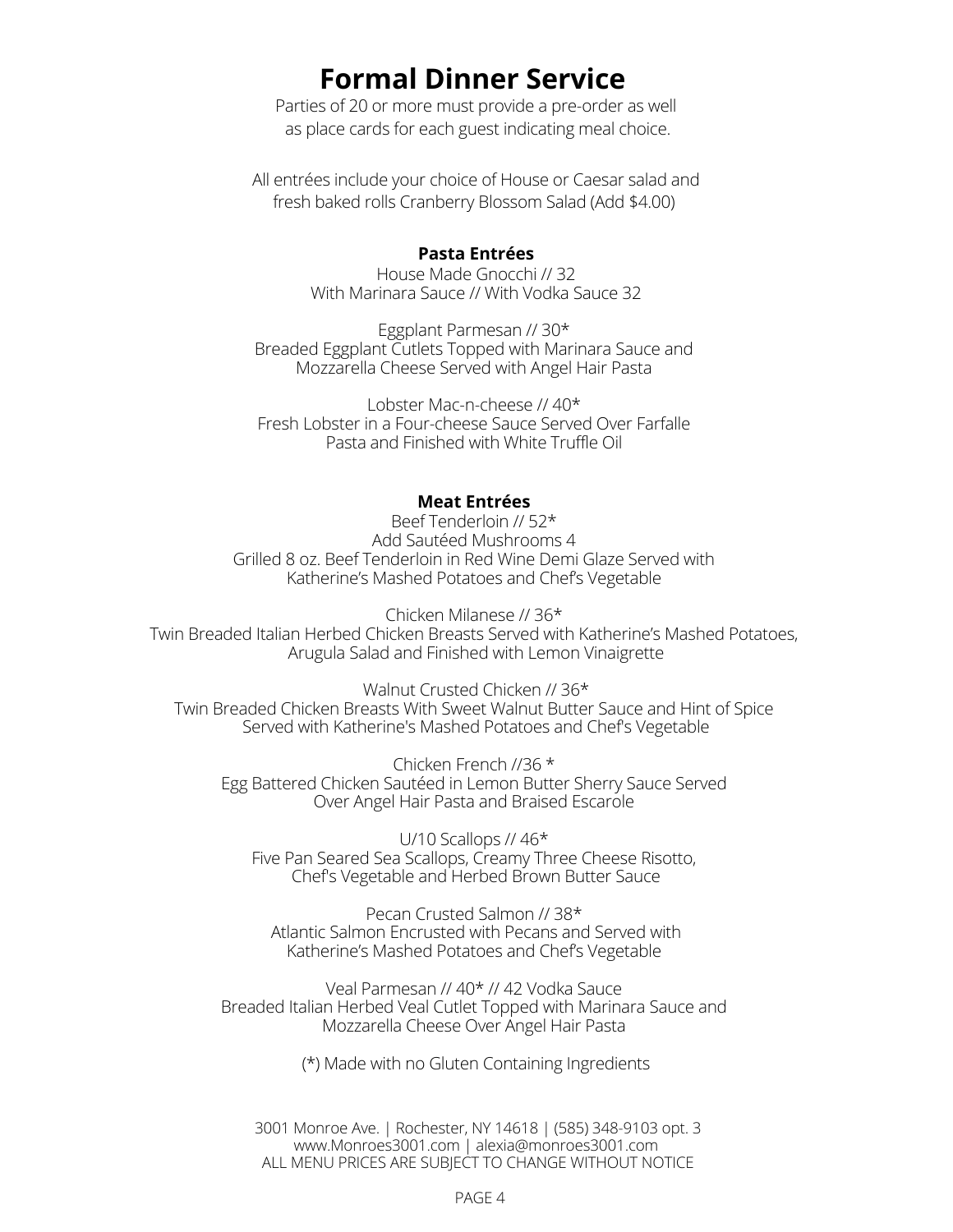# Formal Dinner Service

Parties of 20 or more must provide a pre-order as well as place cards for each guest indicating meal choice.

All entrées include your choice of House or Caesar salad and fresh baked rolls Cranberry Blossom Salad (Add $4.00)

## Pasta Entrées

House Made Gnocchi // 32
With Marinara Sauce // With Vodka Sauce 32

Eggplant Parmesan // 30*
Breaded Eggplant Cutlets Topped with Marinara Sauce and Mozzarella Cheese Served with Angel Hair Pasta

Lobster Mac-n-cheese // 40*
Fresh Lobster in a Four-cheese Sauce Served Over Farfalle Pasta and Finished with White Truffle Oil

## Meat Entrées

Beef Tenderloin // 52*
Add Sautéed Mushrooms 4
Grilled 8 oz. Beef Tenderloin in Red Wine Demi Glaze Served with Katherine's Mashed Potatoes and Chef's Vegetable

Chicken Milanese // 36*
Twin Breaded Italian Herbed Chicken Breasts Served with Katherine's Mashed Potatoes, Arugula Salad and Finished with Lemon Vinaigrette

Walnut Crusted Chicken // 36*
Twin Breaded Chicken Breasts With Sweet Walnut Butter Sauce and Hint of Spice Served with Katherine's Mashed Potatoes and Chef's Vegetable

Chicken French //36 *
Egg Battered Chicken Sautéed in Lemon Butter Sherry Sauce Served Over Angel Hair Pasta and Braised Escarole

U/10 Scallops // 46*
Five Pan Seared Sea Scallops, Creamy Three Cheese Risotto, Chef's Vegetable and Herbed Brown Butter Sauce

Pecan Crusted Salmon // 38*
Atlantic Salmon Encrusted with Pecans and Served with Katherine's Mashed Potatoes and Chef's Vegetable

Veal Parmesan // 40* // 42 Vodka Sauce
Breaded Italian Herbed Veal Cutlet Topped with Marinara Sauce and Mozzarella Cheese Over Angel Hair Pasta

(*) Made with no Gluten Containing Ingredients

3001 Monroe Ave. | Rochester, NY 14618 | (585) 348-9103 opt. 3
www.Monroes3001.com | alexia@monroes3001.com
ALL MENU PRICES ARE SUBJECT TO CHANGE WITHOUT NOTICE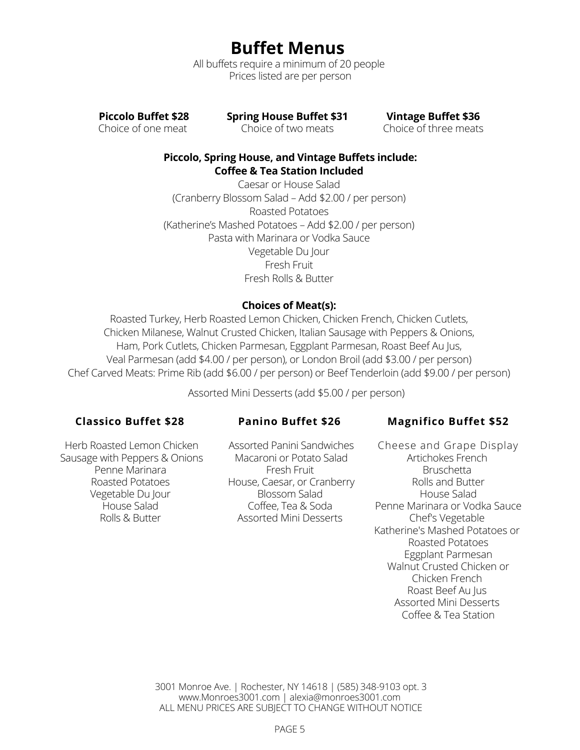# Buffet Menus

All buffets require a minimum of 20 people
Prices listed are per person

**Piccolo Buffet $28**
Choice of one meat

**Spring House Buffet $31**
Choice of two meats

**Vintage Buffet $36**
Choice of three meats

**Piccolo, Spring House, and Vintage Buffets include:**
**Coffee & Tea Station Included**

Caesar or House Salad
(Cranberry Blossom Salad – Add $2.00 / per person)
Roasted Potatoes
(Katherine's Mashed Potatoes – Add $2.00 / per person)
Pasta with Marinara or Vodka Sauce
Vegetable Du Jour
Fresh Fruit
Fresh Rolls & Butter

**Choices of Meat(s):**

Roasted Turkey, Herb Roasted Lemon Chicken, Chicken French, Chicken Cutlets, Chicken Milanese, Walnut Crusted Chicken, Italian Sausage with Peppers & Onions, Ham, Pork Cutlets, Chicken Parmesan, Eggplant Parmesan, Roast Beef Au Jus, Veal Parmesan (add $4.00 / per person), or London Broil (add $3.00 / per person)
Chef Carved Meats: Prime Rib (add $6.00 / per person) or Beef Tenderloin (add $9.00 / per person)

Assorted Mini Desserts (add $5.00 / per person)

**Classico Buffet $28**

Herb Roasted Lemon Chicken
Sausage with Peppers & Onions
Penne Marinara
Roasted Potatoes
Vegetable Du Jour
House Salad
Rolls & Butter

**Panino Buffet $26**

Assorted Panini Sandwiches
Macaroni or Potato Salad
Fresh Fruit
House, Caesar, or Cranberry Blossom Salad
Coffee, Tea & Soda
Assorted Mini Desserts

**Magnifico Buffet $52**

Cheese and Grape Display
Artichokes French
Bruschetta
Rolls and Butter
House Salad
Penne Marinara or Vodka Sauce
Chef's Vegetable
Katherine's Mashed Potatoes or Roasted Potatoes
Eggplant Parmesan
Walnut Crusted Chicken or Chicken French
Roast Beef Au Jus
Assorted Mini Desserts
Coffee & Tea Station

3001 Monroe Ave. | Rochester, NY 14618 | (585) 348-9103 opt. 3
www.Monroes3001.com | alexia@monroes3001.com
ALL MENU PRICES ARE SUBJECT TO CHANGE WITHOUT NOTICE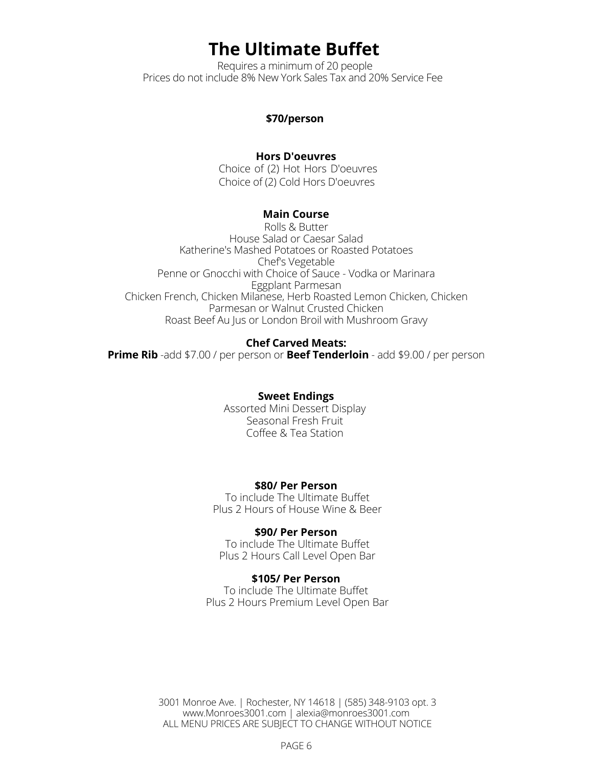# The Ultimate Buffet

Requires a minimum of 20 people
Prices do not include 8% New York Sales Tax and 20% Service Fee

**$70/person**

**Hors D'oeuvres**

Choice of (2) Hot Hors D'oeuvres
Choice of (2) Cold Hors D'oeuvres

**Main Course**

Rolls & Butter
House Salad or Caesar Salad
Katherine's Mashed Potatoes or Roasted Potatoes
Chef's Vegetable
Penne or Gnocchi with Choice of Sauce - Vodka or Marinara
Eggplant Parmesan
Chicken French, Chicken Milanese, Herb Roasted Lemon Chicken, Chicken Parmesan or Walnut Crusted Chicken
Roast Beef Au Jus or London Broil with Mushroom Gravy

**Chef Carved Meats:**

**Prime Rib** -add $7.00 / per person or **Beef Tenderloin** - add $9.00 / per person

**Sweet Endings**

Assorted Mini Dessert Display
Seasonal Fresh Fruit
Coffee & Tea Station

**$80/ Per Person**

To include The Ultimate Buffet
Plus 2 Hours of House Wine & Beer

**$90/ Per Person**

To include The Ultimate Buffet
Plus 2 Hours Call Level Open Bar

**$105/ Per Person**

To include The Ultimate Buffet
Plus 2 Hours Premium Level Open Bar

3001 Monroe Ave. | Rochester, NY 14618 | (585) 348-9103 opt. 3
www.Monroes3001.com | alexia@monroes3001.com
ALL MENU PRICES ARE SUBJECT TO CHANGE WITHOUT NOTICE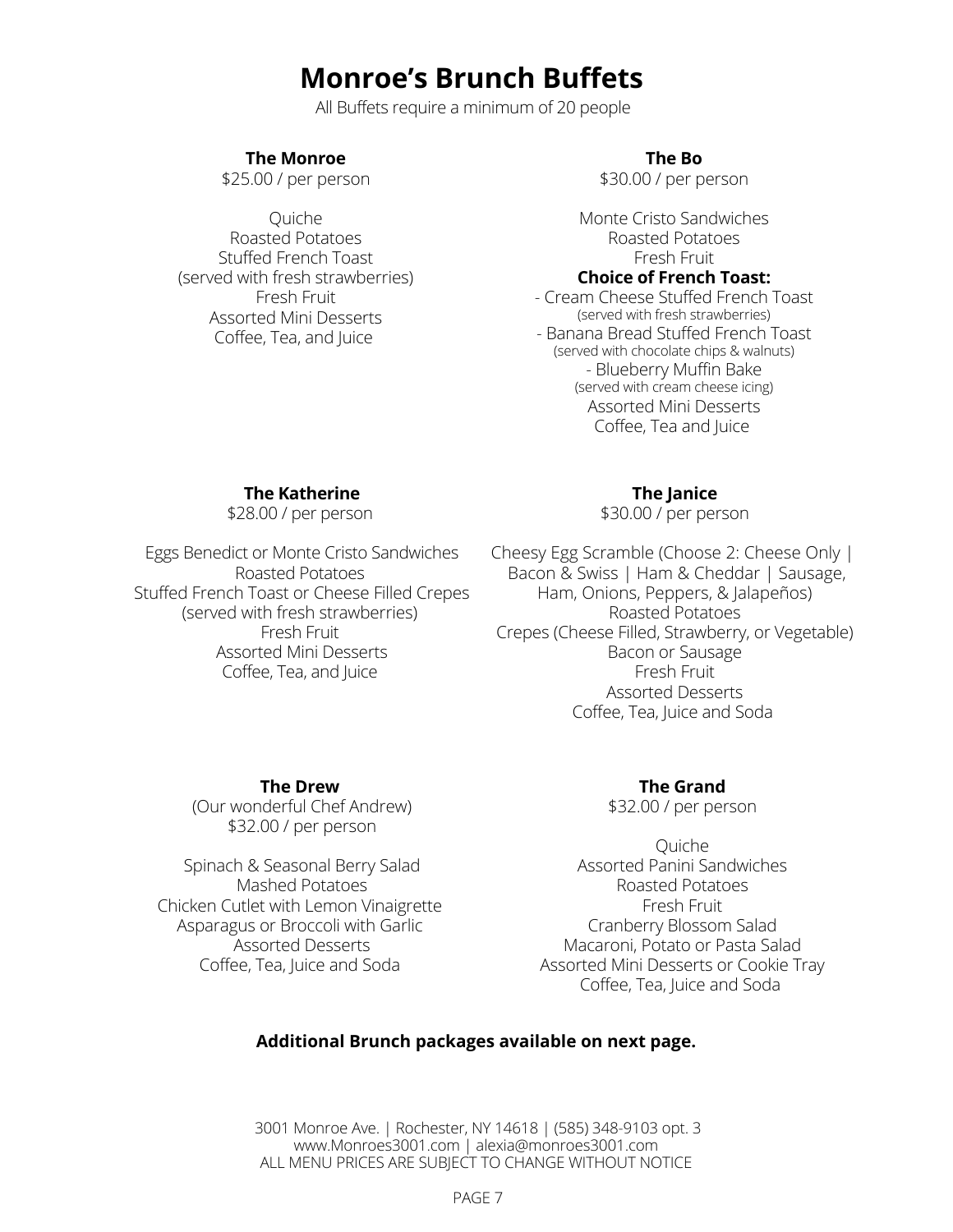# Monroe's Brunch Buffets

All Buffets require a minimum of 20 people

### The Monroe

$25.00 / per person

Quiche
Roasted Potatoes
Stuffed French Toast
(served with fresh strawberries)
Fresh Fruit
Assorted Mini Desserts
Coffee, Tea, and Juice

### The Bo

$30.00 / per person

Monte Cristo Sandwiches
Roasted Potatoes
Fresh Fruit

**Choice of French Toast:**

- Cream Cheese Stuffed French Toast
(served with fresh strawberries)
- Banana Bread Stuffed French Toast
(served with chocolate chips & walnuts)
- Blueberry Muffin Bake
(served with cream cheese icing)

Assorted Mini Desserts
Coffee, Tea and Juice

### The Katherine

$28.00 / per person

Eggs Benedict or Monte Cristo Sandwiches
Roasted Potatoes
Stuffed French Toast or Cheese Filled Crepes
(served with fresh strawberries)
Fresh Fruit
Assorted Mini Desserts
Coffee, Tea, and Juice

### The Janice

$30.00 / per person

Cheesy Egg Scramble (Choose 2: Cheese Only | Bacon & Swiss | Ham & Cheddar | Sausage, Ham, Onions, Peppers, & Jalapeños)
Roasted Potatoes
Crepes (Cheese Filled, Strawberry, or Vegetable)
Bacon or Sausage
Fresh Fruit
Assorted Desserts
Coffee, Tea, Juice and Soda

### The Drew

(Our wonderful Chef Andrew)
$32.00 / per person

Spinach & Seasonal Berry Salad
Mashed Potatoes
Chicken Cutlet with Lemon Vinaigrette
Asparagus or Broccoli with Garlic
Assorted Desserts
Coffee, Tea, Juice and Soda

### The Grand

$32.00 / per person

Quiche
Assorted Panini Sandwiches
Roasted Potatoes
Fresh Fruit
Cranberry Blossom Salad
Macaroni, Potato or Pasta Salad
Assorted Mini Desserts or Cookie Tray
Coffee, Tea, Juice and Soda

**Additional Brunch packages available on next page.**

3001 Monroe Ave. | Rochester, NY 14618 | (585) 348-9103 opt. 3
www.Monroes3001.com | alexia@monroes3001.com
ALL MENU PRICES ARE SUBJECT TO CHANGE WITHOUT NOTICE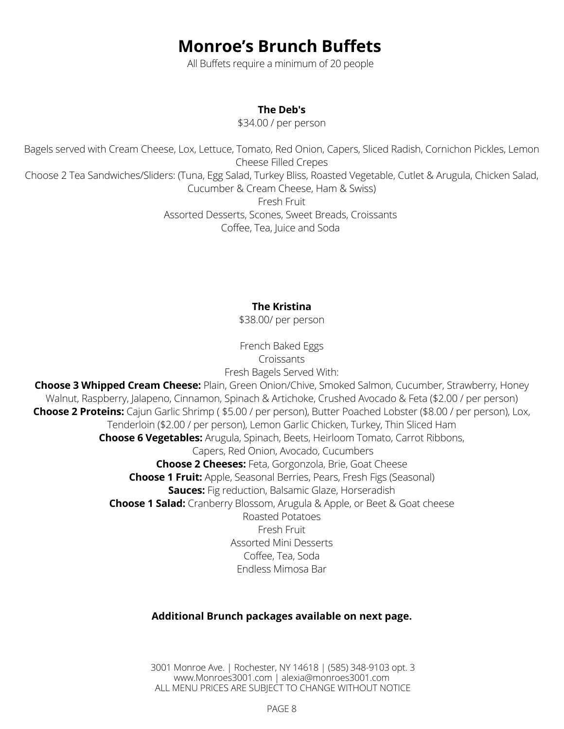# Monroe's Brunch Buffets

All Buffets require a minimum of 20 people

## The Deb's

$34.00 / per person

Bagels served with Cream Cheese, Lox, Lettuce, Tomato, Red Onion, Capers, Sliced Radish, Cornichon Pickles, Lemon

Cheese Filled Crepes

Choose 2 Tea Sandwiches/Sliders: (Tuna, Egg Salad, Turkey Bliss, Roasted Vegetable, Cutlet & Arugula, Chicken Salad, Cucumber & Cream Cheese, Ham & Swiss)

Fresh Fruit

Assorted Desserts, Scones, Sweet Breads, Croissants

Coffee, Tea, Juice and Soda

## The Kristina

$38.00/ per person

French Baked Eggs

Croissants

Fresh Bagels Served With:

**Choose 3 Whipped Cream Cheese:** Plain, Green Onion/Chive, Smoked Salmon, Cucumber, Strawberry, Honey Walnut, Raspberry, Jalapeno, Cinnamon, Spinach & Artichoke, Crushed Avocado & Feta ($2.00 / per person)

**Choose 2 Proteins:** Cajun Garlic Shrimp ( $5.00 / per person), Butter Poached Lobster ($8.00 / per person), Lox, Tenderloin ($2.00 / per person), Lemon Garlic Chicken, Turkey, Thin Sliced Ham

**Choose 6 Vegetables:** Arugula, Spinach, Beets, Heirloom Tomato, Carrot Ribbons, Capers, Red Onion, Avocado, Cucumbers

**Choose 2 Cheeses:** Feta, Gorgonzola, Brie, Goat Cheese

**Choose 1 Fruit:** Apple, Seasonal Berries, Pears, Fresh Figs (Seasonal)

**Sauces:** Fig reduction, Balsamic Glaze, Horseradish

**Choose 1 Salad:** Cranberry Blossom, Arugula & Apple, or Beet & Goat cheese

Roasted Potatoes

Fresh Fruit

Assorted Mini Desserts

Coffee, Tea, Soda

Endless Mimosa Bar

**Additional Brunch packages available on next page.**

3001 Monroe Ave. | Rochester, NY 14618 | (585) 348-9103 opt. 3
www.Monroes3001.com | alexia@monroes3001.com
ALL MENU PRICES ARE SUBJECT TO CHANGE WITHOUT NOTICE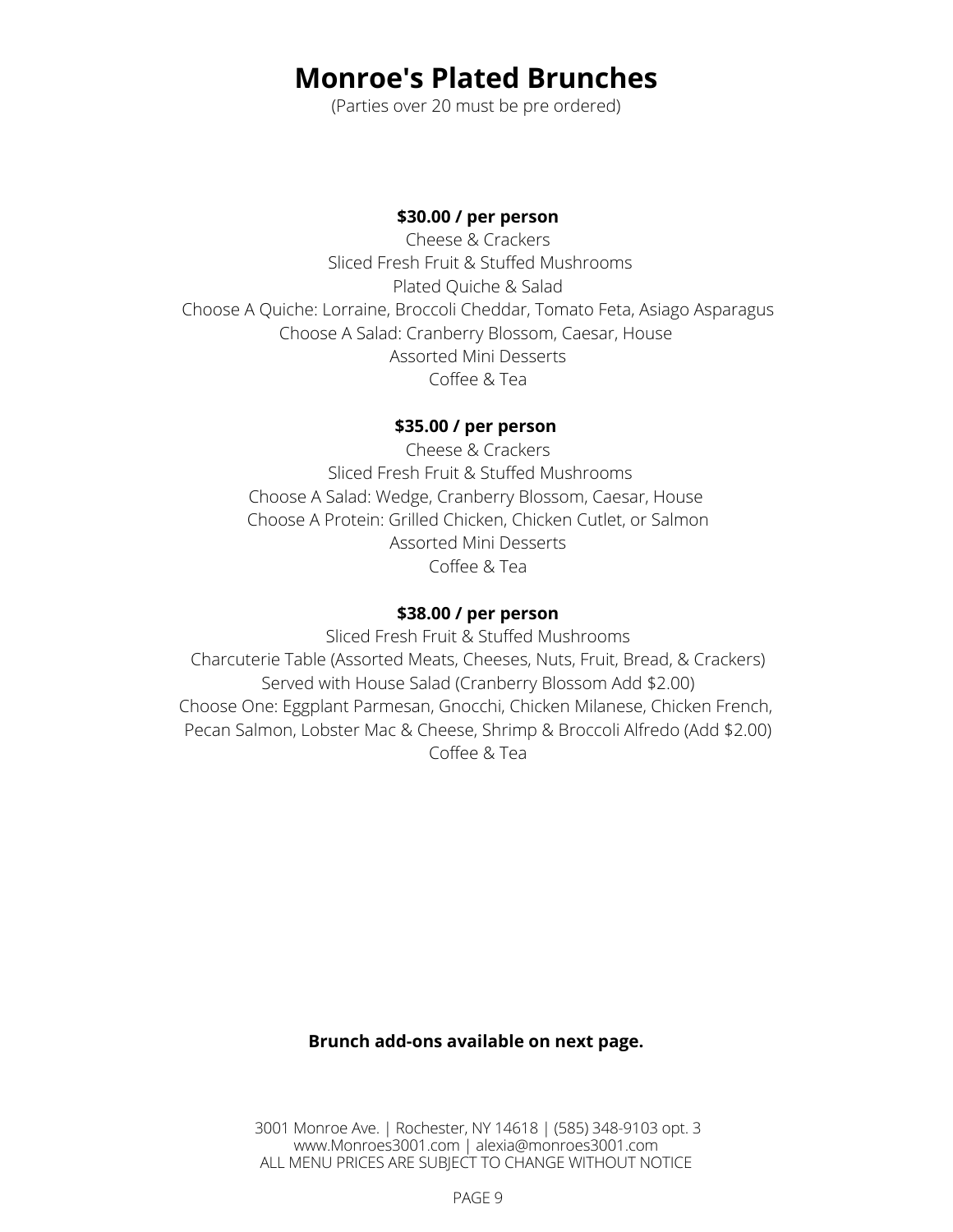# Monroe's Plated Brunches

(Parties over 20 must be pre ordered)

**$30.00 / per person**

Cheese & Crackers
Sliced Fresh Fruit & Stuffed Mushrooms
Plated Quiche & Salad
Choose A Quiche: Lorraine, Broccoli Cheddar, Tomato Feta, Asiago Asparagus
Choose A Salad: Cranberry Blossom, Caesar, House
Assorted Mini Desserts
Coffee & Tea

**$35.00 / per person**

Cheese & Crackers
Sliced Fresh Fruit & Stuffed Mushrooms
Choose A Salad: Wedge, Cranberry Blossom, Caesar, House
Choose A Protein: Grilled Chicken, Chicken Cutlet, or Salmon
Assorted Mini Desserts
Coffee & Tea

**$38.00 / per person**

Sliced Fresh Fruit & Stuffed Mushrooms
Charcuterie Table (Assorted Meats, Cheeses, Nuts, Fruit, Bread, & Crackers)
Served with House Salad (Cranberry Blossom Add $2.00)
Choose One: Eggplant Parmesan, Gnocchi, Chicken Milanese, Chicken French,
Pecan Salmon, Lobster Mac & Cheese, Shrimp & Broccoli Alfredo (Add $2.00)
Coffee & Tea

**Brunch add-ons available on next page.**

3001 Monroe Ave. | Rochester, NY 14618 | (585) 348-9103 opt. 3
www.Monroes3001.com | alexia@monroes3001.com
ALL MENU PRICES ARE SUBJECT TO CHANGE WITHOUT NOTICE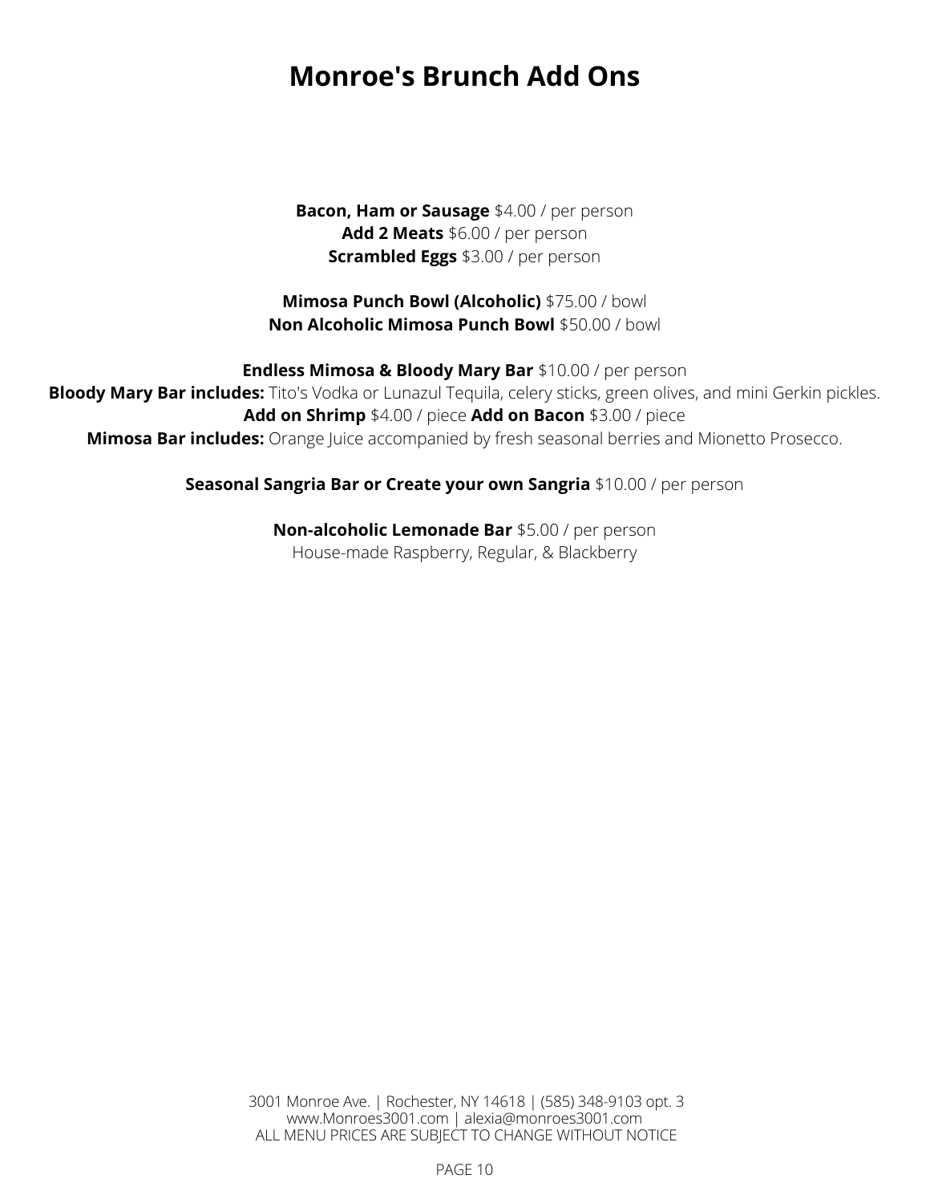# Monroe's Brunch Add Ons

**Bacon, Ham or Sausage** $4.00 / per person
**Add 2 Meats** $6.00 / per person
**Scrambled Eggs** $3.00 / per person

**Mimosa Punch Bowl (Alcoholic)** $75.00 / bowl
**Non Alcoholic Mimosa Punch Bowl** $50.00 / bowl

**Endless Mimosa & Bloody Mary Bar** $10.00 / per person
**Bloody Mary Bar includes:** Tito's Vodka or Lunazul Tequila, celery sticks, green olives, and mini Gerkin pickles.
**Add on Shrimp** $4.00 / piece **Add on Bacon** $3.00 / piece
**Mimosa Bar includes:** Orange Juice accompanied by fresh seasonal berries and Mionetto Prosecco.

**Seasonal Sangria Bar or Create your own Sangria** $10.00 / per person

**Non-alcoholic Lemonade Bar** $5.00 / per person
House-made Raspberry, Regular, & Blackberry

3001 Monroe Ave. | Rochester, NY 14618 | (585) 348-9103 opt. 3
www.Monroes3001.com | alexia@monroes3001.com
ALL MENU PRICES ARE SUBJECT TO CHANGE WITHOUT NOTICE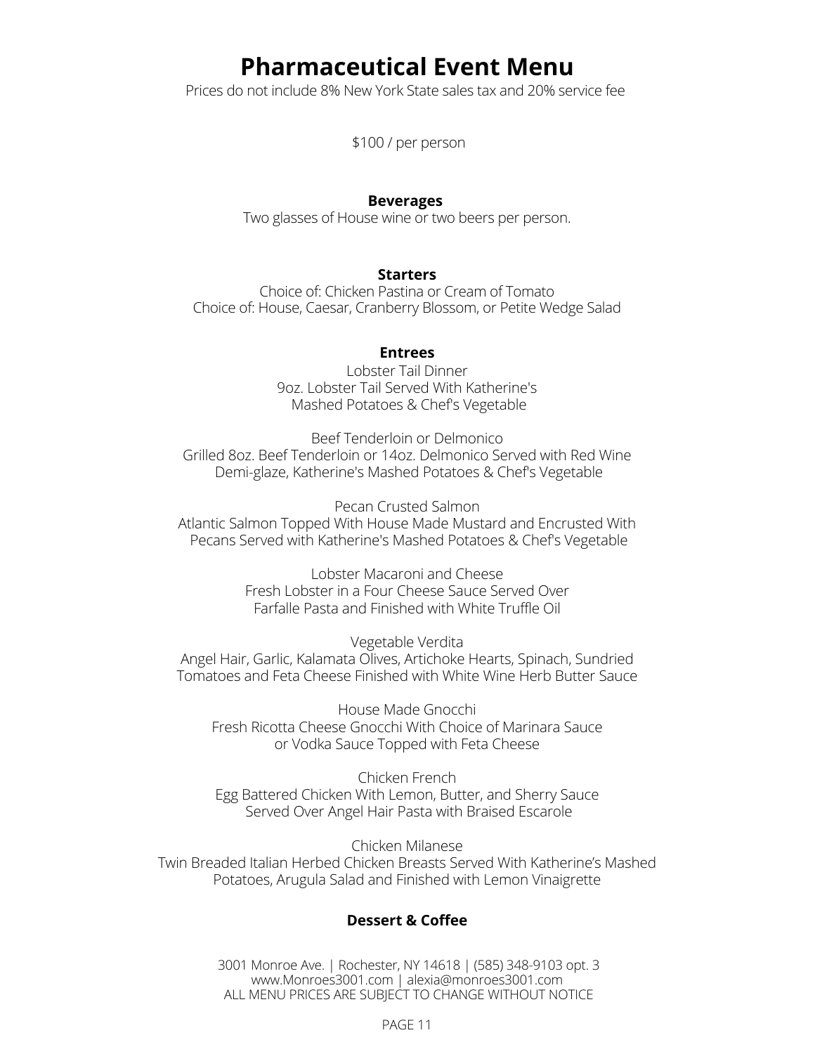# Pharmaceutical Event Menu

Prices do not include 8% New York State sales tax and 20% service fee

$100 / per person

### Beverages

Two glasses of House wine or two beers per person.

### Starters

Choice of: Chicken Pastina or Cream of Tomato
Choice of: House, Caesar, Cranberry Blossom, or Petite Wedge Salad

### Entrees

Lobster Tail Dinner
9oz. Lobster Tail Served With Katherine's Mashed Potatoes & Chef's Vegetable

Beef Tenderloin or Delmonico
Grilled 8oz. Beef Tenderloin or 14oz. Delmonico Served with Red Wine Demi-glaze, Katherine's Mashed Potatoes & Chef's Vegetable

Pecan Crusted Salmon
Atlantic Salmon Topped With House Made Mustard and Encrusted With Pecans Served with Katherine's Mashed Potatoes & Chef's Vegetable

Lobster Macaroni and Cheese
Fresh Lobster in a Four Cheese Sauce Served Over Farfalle Pasta and Finished with White Truffle Oil

Vegetable Verdita
Angel Hair, Garlic, Kalamata Olives, Artichoke Hearts, Spinach, Sundried Tomatoes and Feta Cheese Finished with White Wine Herb Butter Sauce

House Made Gnocchi
Fresh Ricotta Cheese Gnocchi With Choice of Marinara Sauce or Vodka Sauce Topped with Feta Cheese

Chicken French
Egg Battered Chicken With Lemon, Butter, and Sherry Sauce Served Over Angel Hair Pasta with Braised Escarole

Chicken Milanese
Twin Breaded Italian Herbed Chicken Breasts Served With Katherine's Mashed Potatoes, Arugula Salad and Finished with Lemon Vinaigrette

### Dessert & Coffee

3001 Monroe Ave. | Rochester, NY 14618 | (585) 348-9103 opt. 3
www.Monroes3001.com | alexia@monroes3001.com
ALL MENU PRICES ARE SUBJECT TO CHANGE WITHOUT NOTICE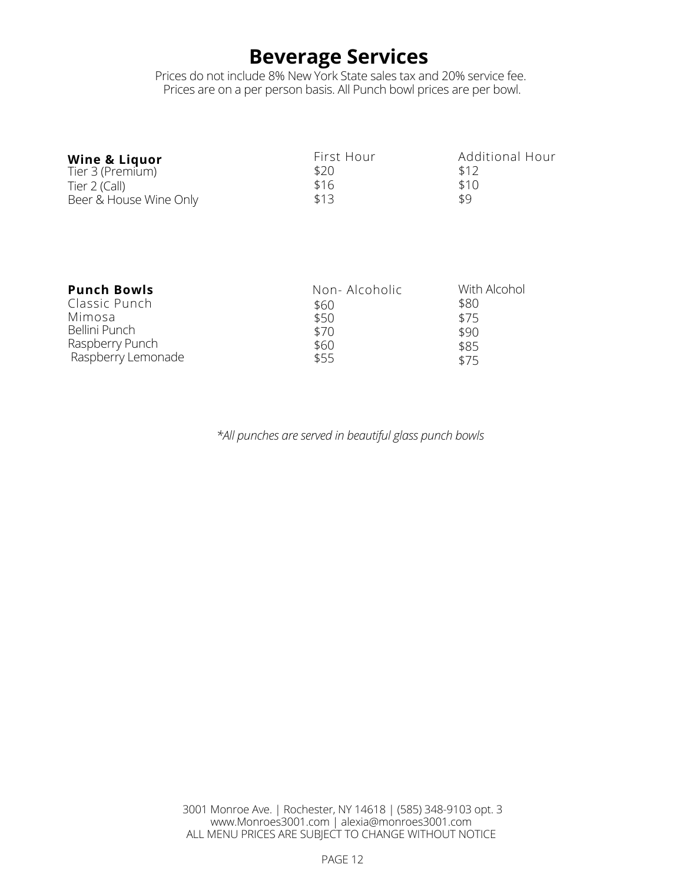# Beverage Services

Prices do not include 8% New York State sales tax and 20% service fee.
Prices are on a per person basis. All Punch bowl prices are per bowl.

| **Wine & Liquor** | First Hour | Additional Hour |
| --- | --- | --- |
| Tier 3 (Premium) | $20 | $12 |
| Tier 2 (Call) | $16 | $10 |
| Beer & House Wine Only | $13 | $9 |

| **Punch Bowls** | Non- Alcoholic | With Alcohol |
| --- | --- | --- |
| Classic Punch | $60 | $80 |
| Mimosa | $50 | $75 |
| Bellini Punch | $70 | $90 |
| Raspberry Punch | $60 | $85 |
| Raspberry Lemonade | $55 | $75 |

*\*All punches are served in beautiful glass punch bowls*

3001 Monroe Ave. | Rochester, NY 14618 | (585) 348-9103 opt. 3
www.Monroes3001.com | alexia@monroes3001.com
ALL MENU PRICES ARE SUBJECT TO CHANGE WITHOUT NOTICE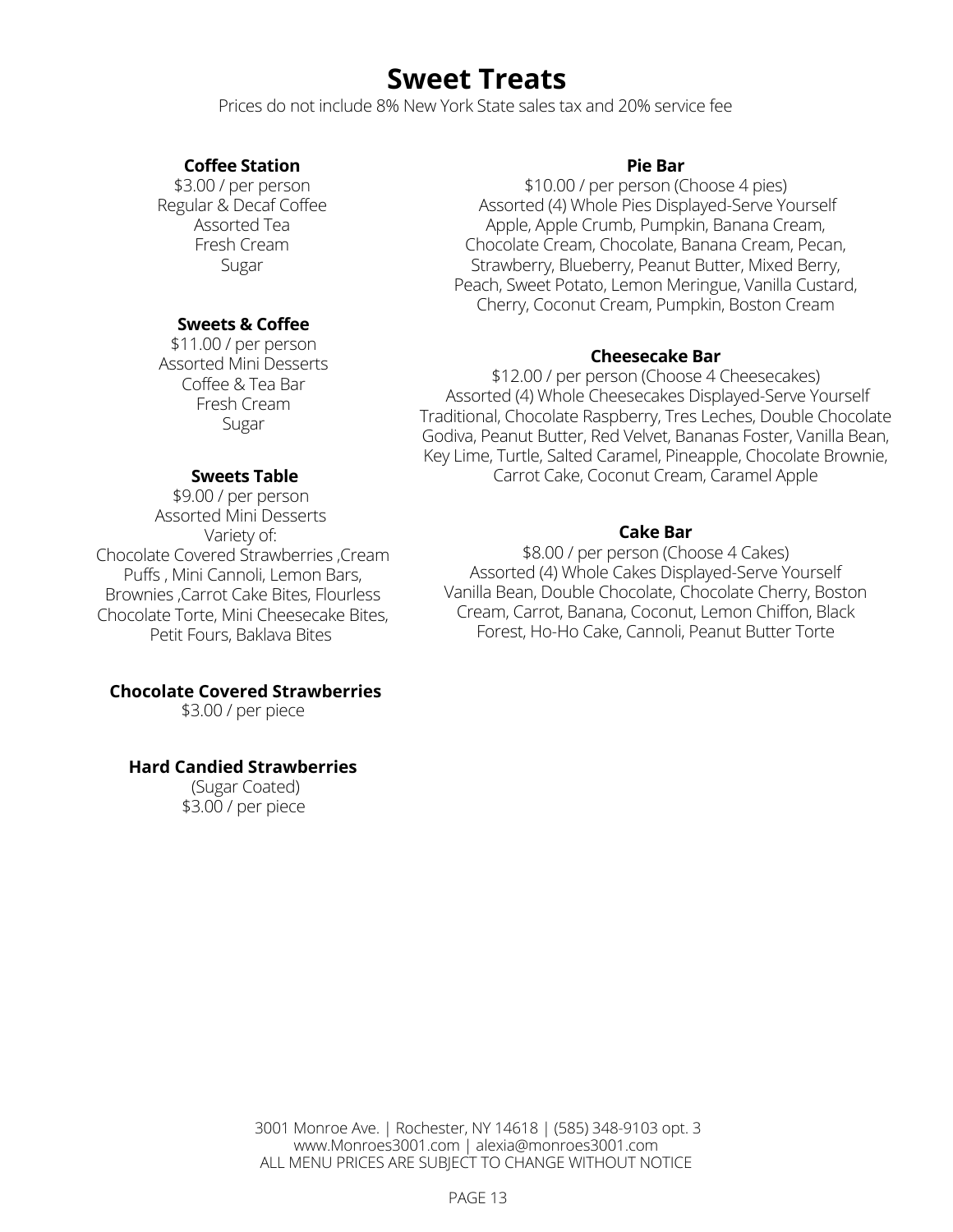# Sweet Treats

Prices do not include 8% New York State sales tax and 20% service fee

**Coffee Station**
$3.00 / per person
Regular & Decaf Coffee
Assorted Tea
Fresh Cream
Sugar

**Sweets & Coffee**
$11.00 / per person
Assorted Mini Desserts
Coffee & Tea Bar
Fresh Cream
Sugar

**Sweets Table**
$9.00 / per person
Assorted Mini Desserts
Variety of:
Chocolate Covered Strawberries ,Cream Puffs , Mini Cannoli, Lemon Bars, Brownies ,Carrot Cake Bites, Flourless Chocolate Torte, Mini Cheesecake Bites, Petit Fours, Baklava Bites

**Chocolate Covered Strawberries**
$3.00 / per piece

**Hard Candied Strawberries**
(Sugar Coated)
$3.00 / per piece

**Pie Bar**
$10.00 / per person (Choose 4 pies)
Assorted (4) Whole Pies Displayed-Serve Yourself
Apple, Apple Crumb, Pumpkin, Banana Cream, Chocolate Cream, Chocolate, Banana Cream, Pecan, Strawberry, Blueberry, Peanut Butter, Mixed Berry, Peach, Sweet Potato, Lemon Meringue, Vanilla Custard, Cherry, Coconut Cream, Pumpkin, Boston Cream

**Cheesecake Bar**
$12.00 / per person (Choose 4 Cheesecakes)
Assorted (4) Whole Cheesecakes Displayed-Serve Yourself
Traditional, Chocolate Raspberry, Tres Leches, Double Chocolate Godiva, Peanut Butter, Red Velvet, Bananas Foster, Vanilla Bean, Key Lime, Turtle, Salted Caramel, Pineapple, Chocolate Brownie, Carrot Cake, Coconut Cream, Caramel Apple

**Cake Bar**
$8.00 / per person (Choose 4 Cakes)
Assorted (4) Whole Cakes Displayed-Serve Yourself
Vanilla Bean, Double Chocolate, Chocolate Cherry, Boston Cream, Carrot, Banana, Coconut, Lemon Chiffon, Black Forest, Ho-Ho Cake, Cannoli, Peanut Butter Torte

3001 Monroe Ave. | Rochester, NY 14618 | (585) 348-9103 opt. 3
www.Monroes3001.com | alexia@monroes3001.com
ALL MENU PRICES ARE SUBJECT TO CHANGE WITHOUT NOTICE